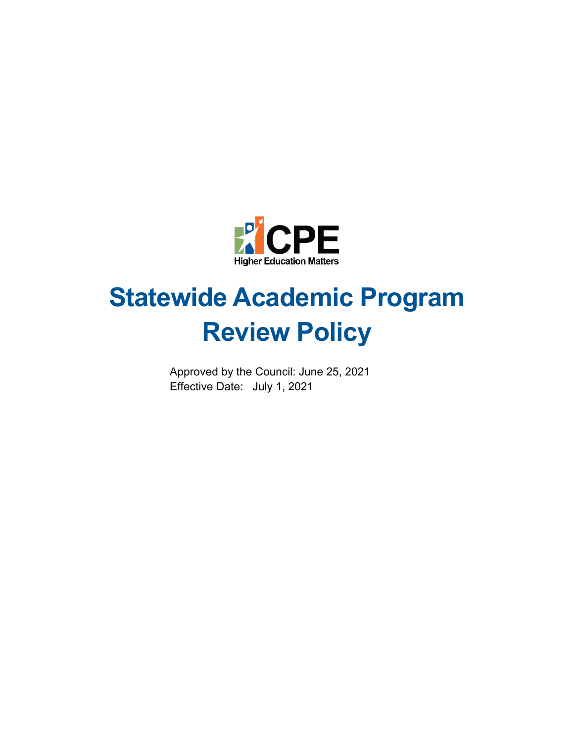CPE

Higher Education Matters

# Statewide Academic Program Review Policy

Approved by the Council: June 25, 2021
Effective Date: July 1, 2021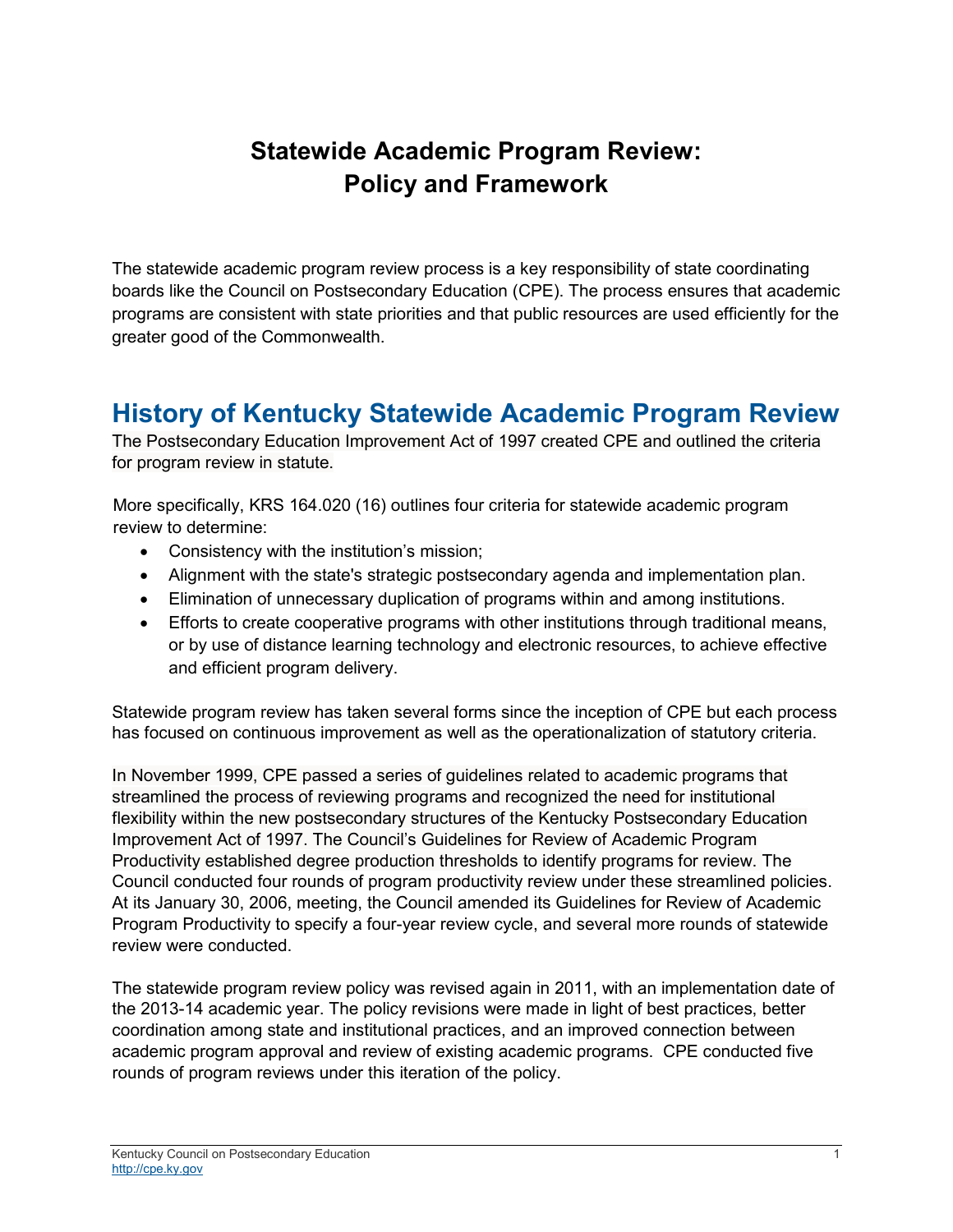# Statewide Academic Program Review: Policy and Framework

The statewide academic program review process is a key responsibility of state coordinating boards like the Council on Postsecondary Education (CPE). The process ensures that academic programs are consistent with state priorities and that public resources are used efficiently for the greater good of the Commonwealth.

## History of Kentucky Statewide Academic Program Review

The Postsecondary Education Improvement Act of 1997 created CPE and outlined the criteria for program review in statute.

More specifically, KRS 164.020 (16) outlines four criteria for statewide academic program review to determine:

- Consistency with the institution's mission;
- Alignment with the state's strategic postsecondary agenda and implementation plan.
- Elimination of unnecessary duplication of programs within and among institutions.
- Efforts to create cooperative programs with other institutions through traditional means, or by use of distance learning technology and electronic resources, to achieve effective and efficient program delivery.

Statewide program review has taken several forms since the inception of CPE but each process has focused on continuous improvement as well as the operationalization of statutory criteria.

In November 1999, CPE passed a series of guidelines related to academic programs that streamlined the process of reviewing programs and recognized the need for institutional flexibility within the new postsecondary structures of the Kentucky Postsecondary Education Improvement Act of 1997. The Council's Guidelines for Review of Academic Program Productivity established degree production thresholds to identify programs for review. The Council conducted four rounds of program productivity review under these streamlined policies. At its January 30, 2006, meeting, the Council amended its Guidelines for Review of Academic Program Productivity to specify a four-year review cycle, and several more rounds of statewide review were conducted.

The statewide program review policy was revised again in 2011, with an implementation date of the 2013-14 academic year. The policy revisions were made in light of best practices, better coordination among state and institutional practices, and an improved connection between academic program approval and review of existing academic programs. CPE conducted five rounds of program reviews under this iteration of the policy.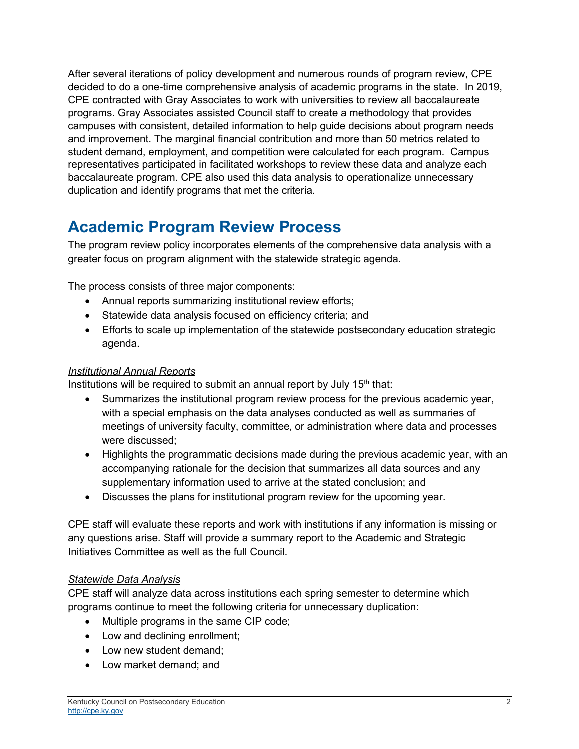After several iterations of policy development and numerous rounds of program review, CPE decided to do a one-time comprehensive analysis of academic programs in the state. In 2019, CPE contracted with Gray Associates to work with universities to review all baccalaureate programs. Gray Associates assisted Council staff to create a methodology that provides campuses with consistent, detailed information to help guide decisions about program needs and improvement. The marginal financial contribution and more than 50 metrics related to student demand, employment, and competition were calculated for each program. Campus representatives participated in facilitated workshops to review these data and analyze each baccalaureate program. CPE also used this data analysis to operationalize unnecessary duplication and identify programs that met the criteria.

## Academic Program Review Process

The program review policy incorporates elements of the comprehensive data analysis with a greater focus on program alignment with the statewide strategic agenda.

The process consists of three major components:

- Annual reports summarizing institutional review efforts;
- Statewide data analysis focused on efficiency criteria; and
- Efforts to scale up implementation of the statewide postsecondary education strategic agenda.

*Institutional Annual Reports*

Institutions will be required to submit an annual report by July 15th that:

- Summarizes the institutional program review process for the previous academic year, with a special emphasis on the data analyses conducted as well as summaries of meetings of university faculty, committee, or administration where data and processes were discussed;
- Highlights the programmatic decisions made during the previous academic year, with an accompanying rationale for the decision that summarizes all data sources and any supplementary information used to arrive at the stated conclusion; and
- Discusses the plans for institutional program review for the upcoming year.

CPE staff will evaluate these reports and work with institutions if any information is missing or any questions arise. Staff will provide a summary report to the Academic and Strategic Initiatives Committee as well as the full Council.

*Statewide Data Analysis*

CPE staff will analyze data across institutions each spring semester to determine which programs continue to meet the following criteria for unnecessary duplication:

- Multiple programs in the same CIP code;
- Low and declining enrollment;
- Low new student demand;
- Low market demand; and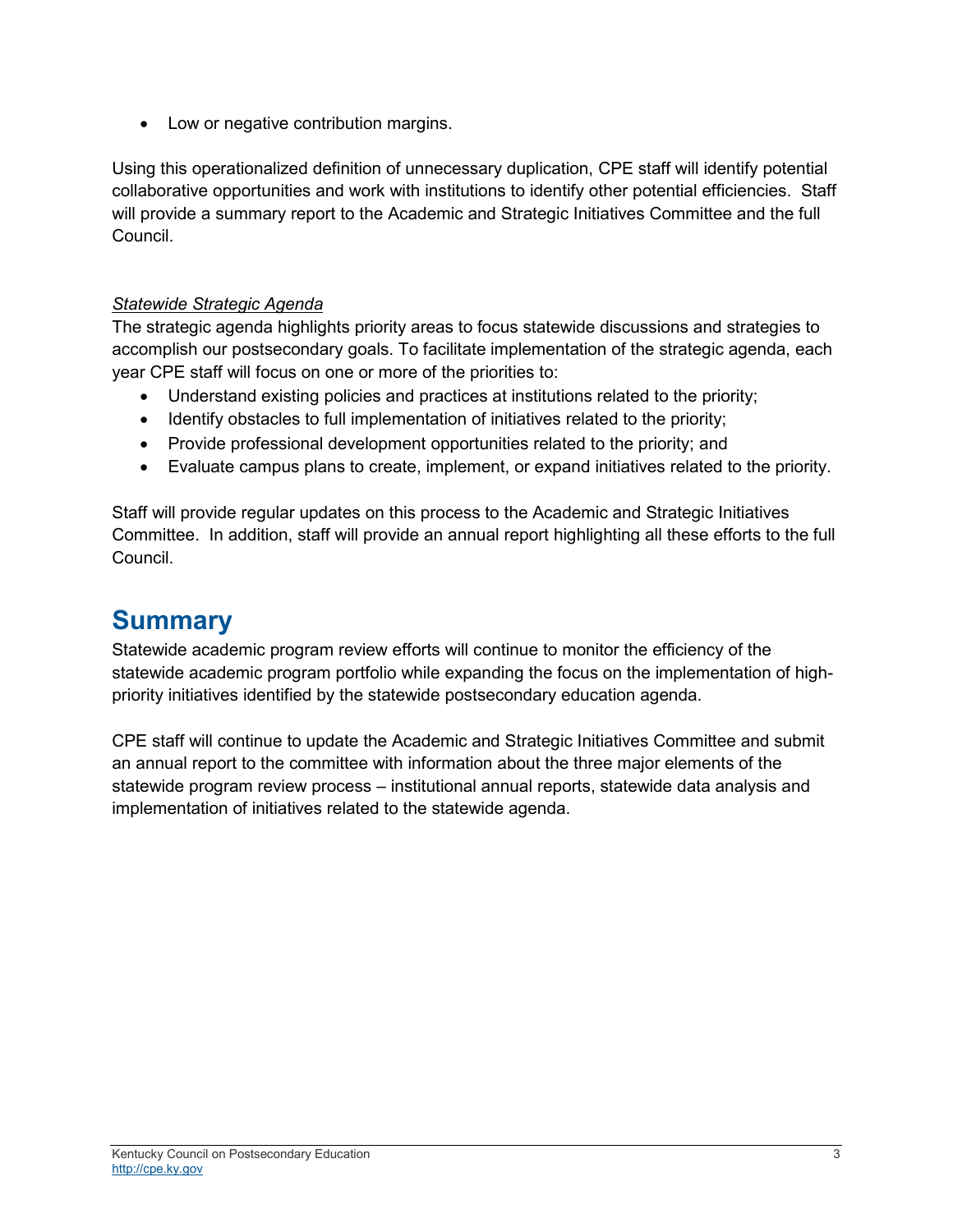- Low or negative contribution margins.

Using this operationalized definition of unnecessary duplication, CPE staff will identify potential collaborative opportunities and work with institutions to identify other potential efficiencies. Staff will provide a summary report to the Academic and Strategic Initiatives Committee and the full Council.

*Statewide Strategic Agenda*

The strategic agenda highlights priority areas to focus statewide discussions and strategies to accomplish our postsecondary goals. To facilitate implementation of the strategic agenda, each year CPE staff will focus on one or more of the priorities to:

- Understand existing policies and practices at institutions related to the priority;
- Identify obstacles to full implementation of initiatives related to the priority;
- Provide professional development opportunities related to the priority; and
- Evaluate campus plans to create, implement, or expand initiatives related to the priority.

Staff will provide regular updates on this process to the Academic and Strategic Initiatives Committee. In addition, staff will provide an annual report highlighting all these efforts to the full Council.

## Summary

Statewide academic program review efforts will continue to monitor the efficiency of the statewide academic program portfolio while expanding the focus on the implementation of high-priority initiatives identified by the statewide postsecondary education agenda.

CPE staff will continue to update the Academic and Strategic Initiatives Committee and submit an annual report to the committee with information about the three major elements of the statewide program review process – institutional annual reports, statewide data analysis and implementation of initiatives related to the statewide agenda.